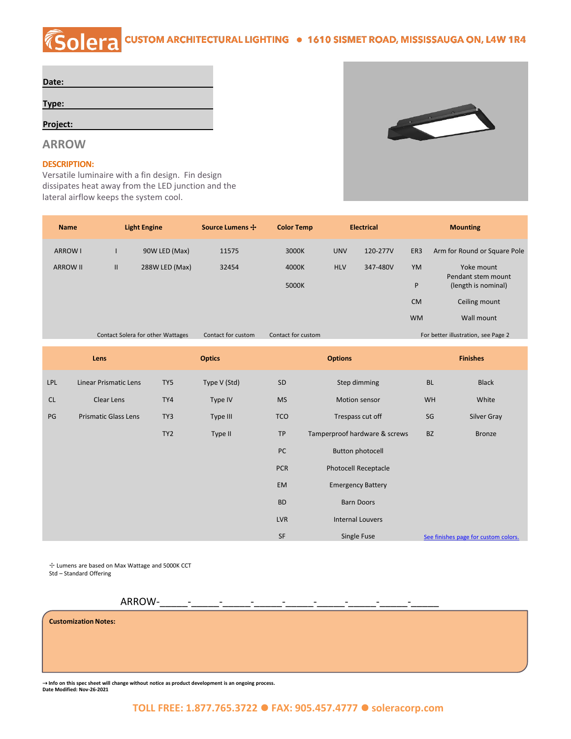**CUSTOM ARCHITECTURAL LIGHTING ● 1610 SISMET ROAD, MISSISSAUGA ON, L4W 1R4**

**Date:**

**Type:**

**Project:**

## ARROW

**DESCRIPTION:**

Versatile luminaire with a fin design. Fin design dissipates heat away from the LED junction and the lateral airflow keeps the system cool.

| Name | Light Engine | | Source Lumens ⁜ | Color Temp | Electrical | | Mounting | |
|---|---|---|---|---|---|---|---|---|
| ARROW I | I | 90W LED (Max) | 11575 | 3000K | UNV | 120-277V | ER3 | Arm for Round or Square Pole |
| ARROW II | II | 288W LED (Max) | 32454 | 4000K | HLV | 347-480V | YM | Yoke mount |
| | | | | 5000K | | | P | Pendant stem mount (length is nominal) |
| | | | | | | | CM | Ceiling mount |
| | | | | | | | WM | Wall mount |
| | | Contact Solera for other Wattages | Contact for custom | Contact for custom | | | | For better illustration, see Page 2 |

| Lens | | Optics | | Options | | Finishes | |
|---|---|---|---|---|---|---|---|
| LPL | Linear Prismatic Lens | TY5 | Type V (Std) | SD | Step dimming | BL | Black |
| CL | Clear Lens | TY4 | Type IV | MS | Motion sensor | WH | White |
| PG | Prismatic Glass Lens | TY3 | Type III | TCO | Trespass cut off | SG | Silver Gray |
| | | TY2 | Type II | TP | Tamperproof hardware & screws | BZ | Bronze |
| | | | | PC | Button photocell | | |
| | | | | PCR | Photocell Receptacle | | |
| | | | | EM | Emergency Battery | | |
| | | | | BD | Barn Doors | | |
| | | | | LVR | Internal Louvers | | |
| | | | | SF | Single Fuse | | See finishes page for custom colors. |

⁜ Lumens are based on Max Wattage and 5000K CCT
Std – Standard Offering

ARROW-_____-_____-_____-_____-_____-_____-_____-_____-_____

**Customization Notes:**

→ Info on this spec sheet will change without notice as product development is an ongoing process.
Date Modified: Nov-26-2021

**TOLL FREE: 1.877.765.3722 ● FAX: 905.457.4777 ● soleracorp.com**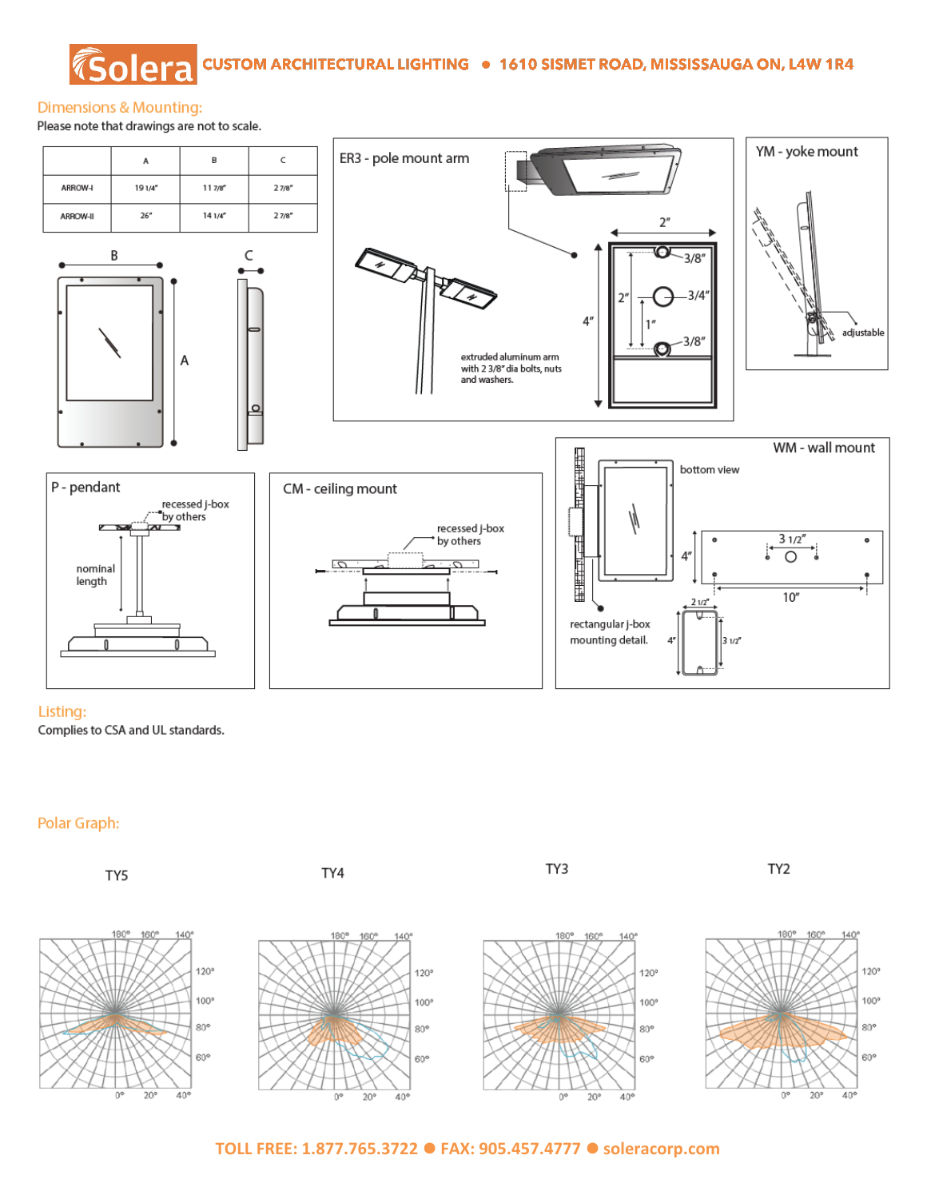## Dimensions & Mounting:

Please note that drawings are not to scale.

| | A | B | C |
|---|---|---|---|
| ARROW-I | 19 1/4" | 11 7/8" | 2 7/8" |
| ARROW-II | 26" | 14 1/4" | 2 7/8" |

B

C

A

### ER3 - pole mount arm

extruded aluminum arm with 2 3/8" dia bolts, nuts and washers.

2"

3/8"

2"

3/4"

4"

1"

3/8"

### YM - yoke mount

adjustable

### P - pendant

recessed j-box by others

nominal length

### CM - ceiling mount

recessed j-box by others

### WM - wall mount

bottom view

3 1/2"

4"

10"

rectangular j-box mounting detail.

2 1/2"

4"

3 1/2"

## Listing:

Complies to CSA and UL standards.

## Polar Graph:

TY5

TY4

TY3

TY2

180° 160° 140° 120° 100° 80° 60° 0° 20° 40°